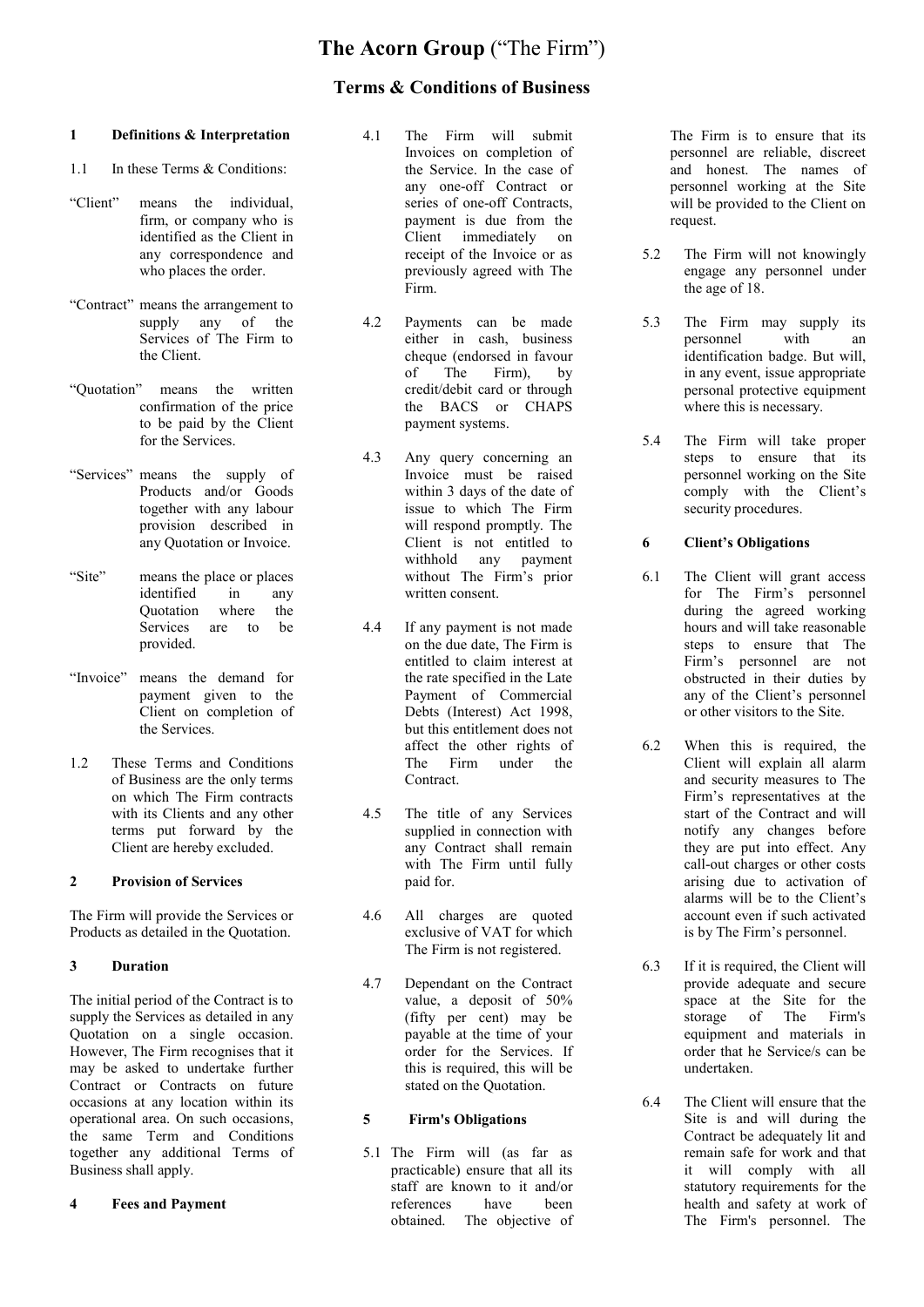# The Acorn Group ("The Firm")

## Terms & Conditions of Business

### 1 Definitions & Interpretation

1.1 In these Terms & Conditions:

"Client" means the individual, firm, or company who is identified as the Client in any correspondence and who places the order.

"Contract" means the arrangement to supply any of the Services of The Firm to the Client.

"Quotation" means the written confirmation of the price to be paid by the Client for the Services.

"Services" means the supply of Products and/or Goods together with any labour provision described in any Quotation or Invoice.

"Site" means the place or places identified in any Quotation where the Services are to be provided.

"Invoice" means the demand for payment given to the Client on completion of the Services.

1.2 These Terms and Conditions of Business are the only terms on which The Firm contracts with its Clients and any other terms put forward by the Client are hereby excluded.

### 2 Provision of Services

The Firm will provide the Services or Products as detailed in the Quotation.

### 3 Duration

The initial period of the Contract is to supply the Services as detailed in any Quotation on a single occasion. However, The Firm recognises that it may be asked to undertake further Contract or Contracts on future occasions at any location within its operational area. On such occasions, the same Term and Conditions together any additional Terms of Business shall apply.

### 4 Fees and Payment

4.1 The Firm will submit Invoices on completion of the Service. In the case of any one-off Contract or series of one-off Contracts, payment is due from the Client immediately on receipt of the Invoice or as previously agreed with The Firm.

4.2 Payments can be made either in cash, business cheque (endorsed in favour of The Firm), by credit/debit card or through the BACS or CHAPS payment systems.

4.3 Any query concerning an Invoice must be raised within 3 days of the date of issue to which The Firm will respond promptly. The Client is not entitled to withhold any payment without The Firm's prior written consent.

4.4 If any payment is not made on the due date, The Firm is entitled to claim interest at the rate specified in the Late Payment of Commercial Debts (Interest) Act 1998, but this entitlement does not affect the other rights of The Firm under the Contract.

4.5 The title of any Services supplied in connection with any Contract shall remain with The Firm until fully paid for.

4.6 All charges are quoted exclusive of VAT for which The Firm is not registered.

4.7 Dependant on the Contract value, a deposit of 50% (fifty per cent) may be payable at the time of your order for the Services. If this is required, this will be stated on the Quotation.

### 5 Firm's Obligations

5.1 The Firm will (as far as practicable) ensure that all its staff are known to it and/or references have been obtained. The objective of The Firm is to ensure that its personnel are reliable, discreet and honest. The names of personnel working at the Site will be provided to the Client on request.

5.2 The Firm will not knowingly engage any personnel under the age of 18.

5.3 The Firm may supply its personnel with an identification badge. But will, in any event, issue appropriate personal protective equipment where this is necessary.

5.4 The Firm will take proper steps to ensure that its personnel working on the Site comply with the Client's security procedures.

### 6 Client's Obligations

6.1 The Client will grant access for The Firm's personnel during the agreed working hours and will take reasonable steps to ensure that The Firm's personnel are not obstructed in their duties by any of the Client's personnel or other visitors to the Site.

6.2 When this is required, the Client will explain all alarm and security measures to The Firm's representatives at the start of the Contract and will notify any changes before they are put into effect. Any call-out charges or other costs arising due to activation of alarms will be to the Client's account even if such activated is by The Firm's personnel.

6.3 If it is required, the Client will provide adequate and secure space at the Site for the storage of The Firm's equipment and materials in order that he Service/s can be undertaken.

6.4 The Client will ensure that the Site is and will during the Contract be adequately lit and remain safe for work and that it will comply with all statutory requirements for the health and safety at work of The Firm's personnel. The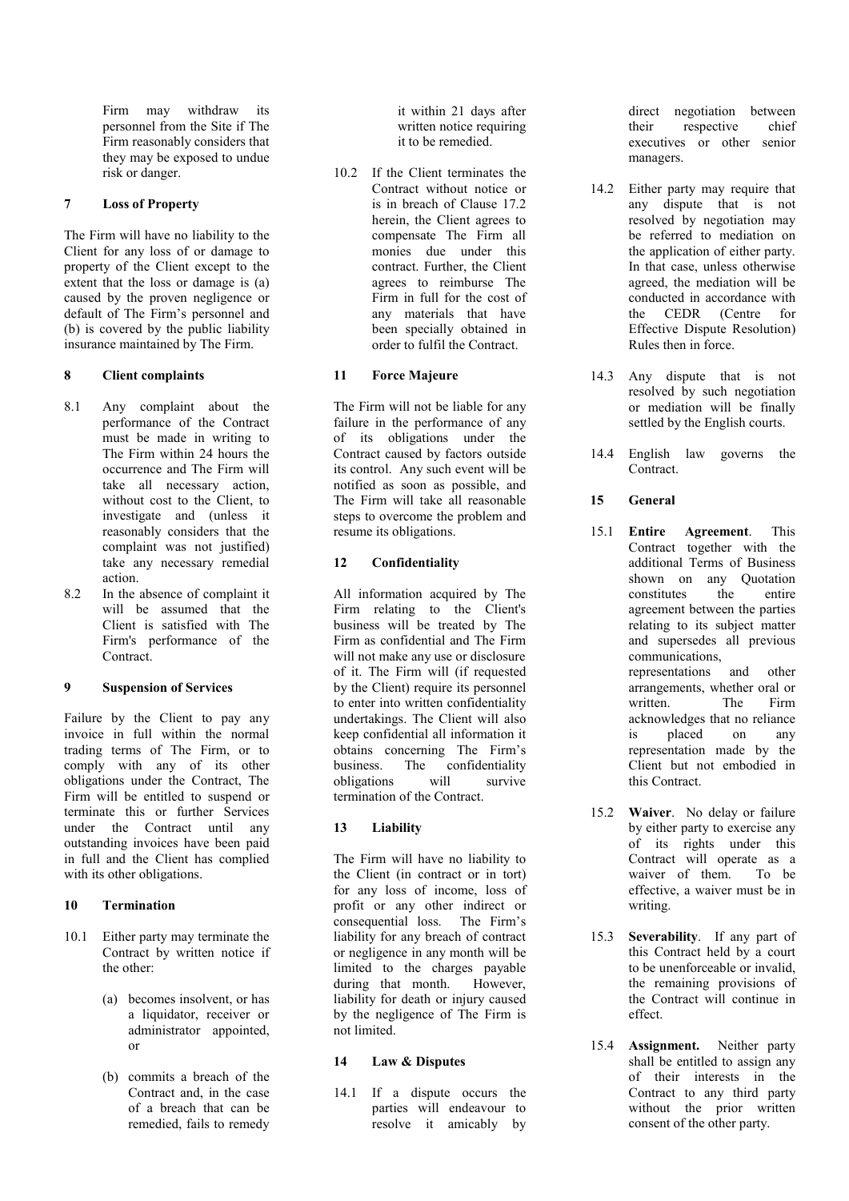Firm may withdraw its personnel from the Site if The Firm reasonably considers that they may be exposed to undue risk or danger.

## 7 Loss of Property

The Firm will have no liability to the Client for any loss of or damage to property of the Client except to the extent that the loss or damage is (a) caused by the proven negligence or default of The Firm's personnel and (b) is covered by the public liability insurance maintained by The Firm.

## 8 Client complaints

8.1 Any complaint about the performance of the Contract must be made in writing to The Firm within 24 hours the occurrence and The Firm will take all necessary action, without cost to the Client, to investigate and (unless it reasonably considers that the complaint was not justified) take any necessary remedial action.

8.2 In the absence of complaint it will be assumed that the Client is satisfied with The Firm's performance of the Contract.

## 9 Suspension of Services

Failure by the Client to pay any invoice in full within the normal trading terms of The Firm, or to comply with any of its other obligations under the Contract, The Firm will be entitled to suspend or terminate this or further Services under the Contract until any outstanding invoices have been paid in full and the Client has complied with its other obligations.

## 10 Termination

10.1 Either party may terminate the Contract by written notice if the other:

(a) becomes insolvent, or has a liquidator, receiver or administrator appointed, or

(b) commits a breach of the Contract and, in the case of a breach that can be remedied, fails to remedy it within 21 days after written notice requiring it to be remedied.

10.2 If the Client terminates the Contract without notice or is in breach of Clause 17.2 herein, the Client agrees to compensate The Firm all monies due under this contract. Further, the Client agrees to reimburse The Firm in full for the cost of any materials that have been specially obtained in order to fulfil the Contract.

## 11 Force Majeure

The Firm will not be liable for any failure in the performance of any of its obligations under the Contract caused by factors outside its control. Any such event will be notified as soon as possible, and The Firm will take all reasonable steps to overcome the problem and resume its obligations.

## 12 Confidentiality

All information acquired by The Firm relating to the Client's business will be treated by The Firm as confidential and The Firm will not make any use or disclosure of it. The Firm will (if requested by the Client) require its personnel to enter into written confidentiality undertakings. The Client will also keep confidential all information it obtains concerning The Firm's business. The confidentiality obligations will survive termination of the Contract.

## 13 Liability

The Firm will have no liability to the Client (in contract or in tort) for any loss of income, loss of profit or any other indirect or consequential loss. The Firm's liability for any breach of contract or negligence in any month will be limited to the charges payable during that month. However, liability for death or injury caused by the negligence of The Firm is not limited.

## 14 Law & Disputes

14.1 If a dispute occurs the parties will endeavour to resolve it amicably by direct negotiation between their respective chief executives or other senior managers.

14.2 Either party may require that any dispute that is not resolved by negotiation may be referred to mediation on the application of either party. In that case, unless otherwise agreed, the mediation will be conducted in accordance with the CEDR (Centre for Effective Dispute Resolution) Rules then in force.

14.3 Any dispute that is not resolved by such negotiation or mediation will be finally settled by the English courts.

14.4 English law governs the Contract.

## 15 General

15.1 **Entire Agreement**. This Contract together with the additional Terms of Business shown on any Quotation constitutes the entire agreement between the parties relating to its subject matter and supersedes all previous communications, representations and other arrangements, whether oral or written. The Firm acknowledges that no reliance is placed on any representation made by the Client but not embodied in this Contract.

15.2 **Waiver**. No delay or failure by either party to exercise any of its rights under this Contract will operate as a waiver of them. To be effective, a waiver must be in writing.

15.3 **Severability**. If any part of this Contract held by a court to be unenforceable or invalid, the remaining provisions of the Contract will continue in effect.

15.4 **Assignment.** Neither party shall be entitled to assign any of their interests in the Contract to any third party without the prior written consent of the other party.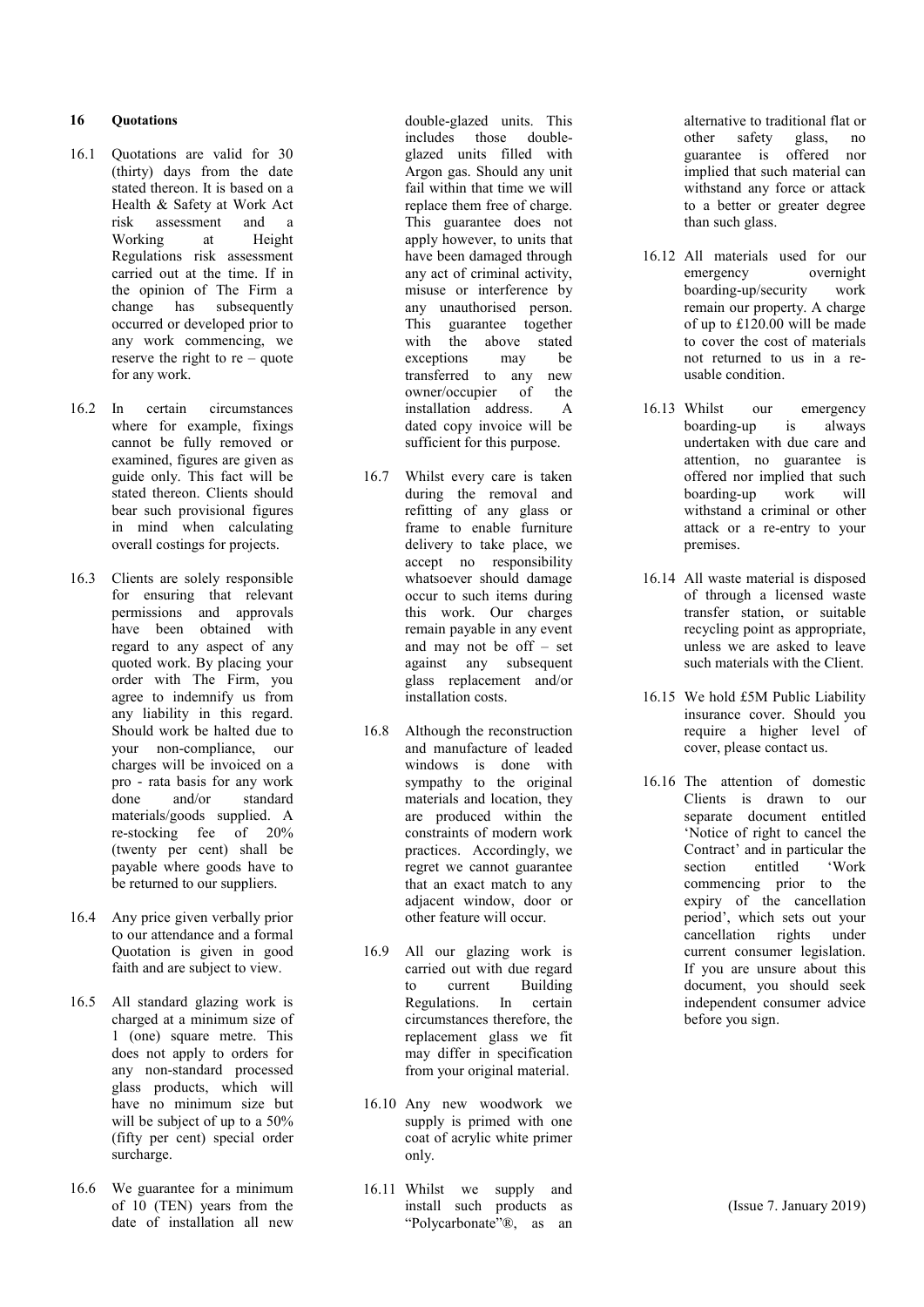## 16 Quotations

16.1 Quotations are valid for 30 (thirty) days from the date stated thereon. It is based on a Health & Safety at Work Act risk assessment and a Working at Height Regulations risk assessment carried out at the time. If in the opinion of The Firm a change has subsequently occurred or developed prior to any work commencing, we reserve the right to re – quote for any work.

16.2 In certain circumstances where for example, fixings cannot be fully removed or examined, figures are given as guide only. This fact will be stated thereon. Clients should bear such provisional figures in mind when calculating overall costings for projects.

16.3 Clients are solely responsible for ensuring that relevant permissions and approvals have been obtained with regard to any aspect of any quoted work. By placing your order with The Firm, you agree to indemnify us from any liability in this regard. Should work be halted due to your non-compliance, our charges will be invoiced on a pro - rata basis for any work done and/or standard materials/goods supplied. A re-stocking fee of 20% (twenty per cent) shall be payable where goods have to be returned to our suppliers.

16.4 Any price given verbally prior to our attendance and a formal Quotation is given in good faith and are subject to view.

16.5 All standard glazing work is charged at a minimum size of 1 (one) square metre. This does not apply to orders for any non-standard processed glass products, which will have no minimum size but will be subject of up to a 50% (fifty per cent) special order surcharge.

16.6 We guarantee for a minimum of 10 (TEN) years from the date of installation all new double-glazed units. This includes those double-glazed units filled with Argon gas. Should any unit fail within that time we will replace them free of charge. This guarantee does not apply however, to units that have been damaged through any act of criminal activity, misuse or interference by any unauthorised person. This guarantee together with the above stated exceptions may be transferred to any new owner/occupier of the installation address. A dated copy invoice will be sufficient for this purpose.

16.7 Whilst every care is taken during the removal and refitting of any glass or frame to enable furniture delivery to take place, we accept no responsibility whatsoever should damage occur to such items during this work. Our charges remain payable in any event and may not be off – set against any subsequent glass replacement and/or installation costs.

16.8 Although the reconstruction and manufacture of leaded windows is done with sympathy to the original materials and location, they are produced within the constraints of modern work practices. Accordingly, we regret we cannot guarantee that an exact match to any adjacent window, door or other feature will occur.

16.9 All our glazing work is carried out with due regard to current Building Regulations. In certain circumstances therefore, the replacement glass we fit may differ in specification from your original material.

16.10 Any new woodwork we supply is primed with one coat of acrylic white primer only.

16.11 Whilst we supply and install such products as "Polycarbonate"®, as an alternative to traditional flat or other safety glass, no guarantee is offered nor implied that such material can withstand any force or attack to a better or greater degree than such glass.

16.12 All materials used for our emergency overnight boarding-up/security work remain our property. A charge of up to £120.00 will be made to cover the cost of materials not returned to us in a re-usable condition.

16.13 Whilst our emergency boarding-up is always undertaken with due care and attention, no guarantee is offered nor implied that such boarding-up work will withstand a criminal or other attack or a re-entry to your premises.

16.14 All waste material is disposed of through a licensed waste transfer station, or suitable recycling point as appropriate, unless we are asked to leave such materials with the Client.

16.15 We hold £5M Public Liability insurance cover. Should you require a higher level of cover, please contact us.

16.16 The attention of domestic Clients is drawn to our separate document entitled 'Notice of right to cancel the Contract' and in particular the section entitled 'Work commencing prior to the expiry of the cancellation period', which sets out your cancellation rights under current consumer legislation. If you are unsure about this document, you should seek independent consumer advice before you sign.

(Issue 7. January 2019)